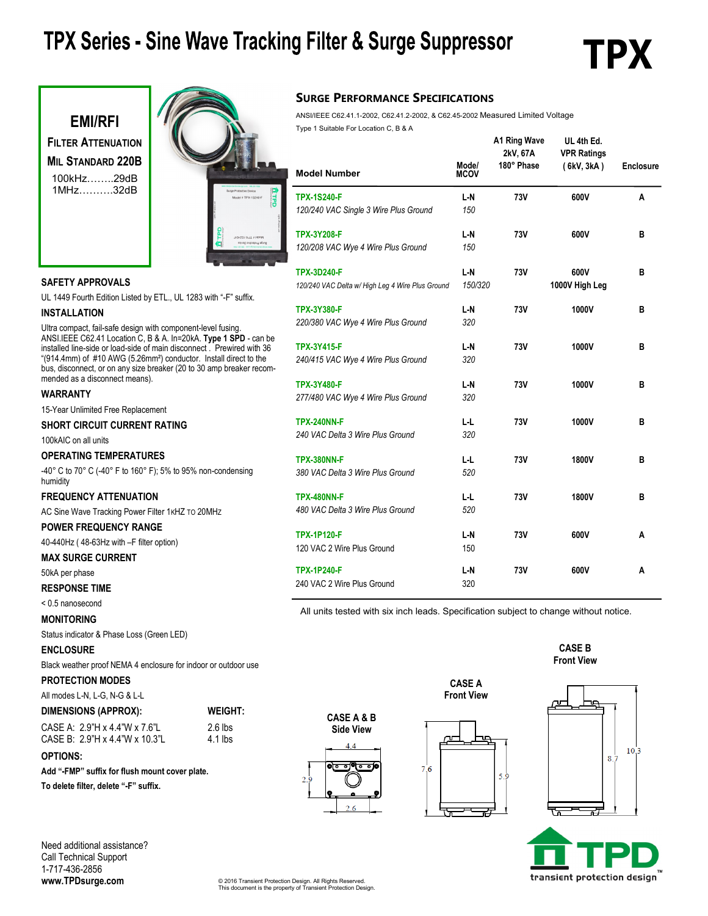# TPX Series - Sine Wave Tracking Filter & Surge Suppressor

**TPX**

## EMI/RFI

**FILTER ATTENUATION**

**MIL STANDARD 220B**

100kHz……..29dB
1MHz……….32dB

### SAFETY APPROVALS

UL 1449 Fourth Edition Listed by ETL., UL 1283 with "-F" suffix.

### INSTALLATION

Ultra compact, fail-safe design with component-level fusing. ANSI.IEEE C62.41 Location C, B & A. In=20kA. **Type 1 SPD** - can be installed line-side or load-side of main disconnect . Prewired with 36 "(914.4mm) of #10 AWG (5.26mm²) conductor. Install direct to the bus, disconnect, or on any size breaker (20 to 30 amp breaker recommended as a disconnect means).

### WARRANTY

15-Year Unlimited Free Replacement

### SHORT CIRCUIT CURRENT RATING

100kAIC on all units

### OPERATING TEMPERATURES

-40° C to 70° C (-40° F to 160° F); 5% to 95% non-condensing humidity

### FREQUENCY ATTENUATION

AC Sine Wave Tracking Power Filter 1KHZ TO 20MHZ

### POWER FREQUENCY RANGE

40-440Hz ( 48-63Hz with –F filter option)

### MAX SURGE CURRENT

50kA per phase

### RESPONSE TIME

< 0.5 nanosecond

### MONITORING

Status indicator & Phase Loss (Green LED)

### ENCLOSURE

Black weather proof NEMA 4 enclosure for indoor or outdoor use

### PROTECTION MODES

All modes L-N, L-G, N-G & L-L

| DIMENSIONS (APPROX): | WEIGHT: |
|---|---|
| CASE A: 2.9"H x 4.4"W x 7.6"L | 2.6 lbs |
| CASE B: 2.9"H x 4.4"W x 10.3"L | 4.1 lbs |

### OPTIONS:

**Add "-FMP" suffix for flush mount cover plate.**

**To delete filter, delete "-F" suffix.**

## SURGE PERFORMANCE SPECIFICATIONS

ANSI/IEEE C62.41.1-2002, C62.41.2-2002, & C62.45-2002 Measured Limited Voltage

Type 1 Suitable For Location C, B & A

| Model Number | Mode/ MCOV | A1 Ring Wave 2kV, 67A 180° Phase | UL 4th Ed. VPR Ratings ( 6kV, 3kA ) | Enclosure |
|---|---|---|---|---|
| **TPX-1S240-F** *120/240 VAC Single 3 Wire Plus Ground* | L-N *150* | 73V | 600V | A |
| **TPX-3Y208-F** *120/208 VAC Wye 4 Wire Plus Ground* | L-N *150* | 73V | 600V | B |
| **TPX-3D240-F** *120/240 VAC Delta w/ High Leg 4 Wire Plus Ground* | L-N *150/320* | 73V | 600V 1000V High Leg | B |
| **TPX-3Y380-F** *220/380 VAC Wye 4 Wire Plus Ground* | L-N *320* | 73V | 1000V | B |
| **TPX-3Y415-F** *240/415 VAC Wye 4 Wire Plus Ground* | L-N *320* | 73V | 1000V | B |
| **TPX-3Y480-F** *277/480 VAC Wye 4 Wire Plus Ground* | L-N *320* | 73V | 1000V | B |
| **TPX-240NN-F** *240 VAC Delta 3 Wire Plus Ground* | L-L *320* | 73V | 1000V | B |
| **TPX-380NN-F** *380 VAC Delta 3 Wire Plus Ground* | L-L *520* | 73V | 1800V | B |
| **TPX-480NN-F** *480 VAC Delta 3 Wire Plus Ground* | L-L *520* | 73V | 1800V | B |
| **TPX-1P120-F** 120 VAC 2 Wire Plus Ground | L-N 150 | 73V | 600V | A |
| **TPX-1P240-F** 240 VAC 2 Wire Plus Ground | L-N 320 | 73V | 600V | A |

All units tested with six inch leads. Specification subject to change without notice.

**CASE A & B Side View** — 4.4, 2.9, 2.6

**CASE A Front View** — 7.6, 5.9

**CASE B Front View** — 8.7, 10.3

Need additional assistance?
Call Technical Support
1-717-436-2856
**www.TPDsurge.com**

© 2016 Transient Protection Design. All Rights Reserved.
This document is the property of Transient Protection Design.

TPD transient protection design™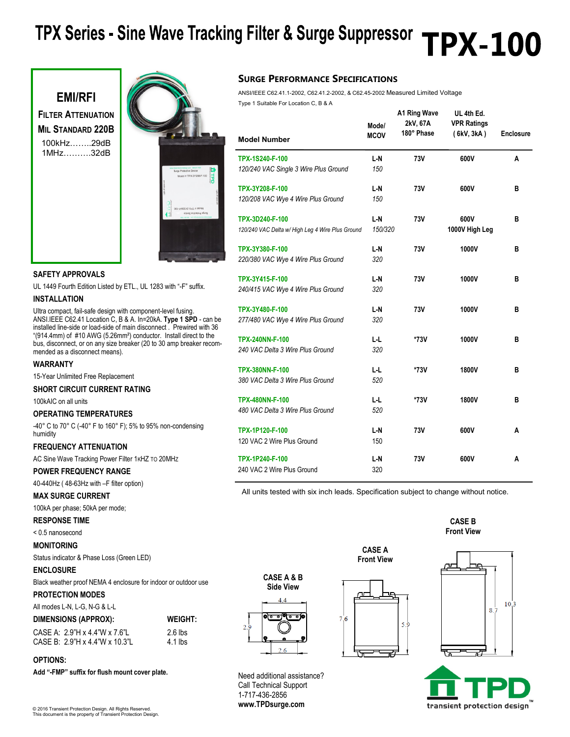# TPX Series - Sine Wave Tracking Filter & Surge Suppressor TPX-100

## EMI/RFI

**FILTER ATTENUATION**

**MIL STANDARD 220B**

100kHz……..29dB
1MHz……….32dB

### SAFETY APPROVALS

UL 1449 Fourth Edition Listed by ETL., UL 1283 with "-F" suffix.

### INSTALLATION

Ultra compact, fail-safe design with component-level fusing. ANSI.IEEE C62.41 Location C, B & A. In=20kA. **Type 1 SPD** - can be installed line-side or load-side of main disconnect . Prewired with 36 "(914.4mm) of #10 AWG (5.26mm²) conductor. Install direct to the bus, disconnect, or on any size breaker (20 to 30 amp breaker recommended as a disconnect means).

### WARRANTY

15-Year Unlimited Free Replacement

### SHORT CIRCUIT CURRENT RATING

100kAIC on all units

### OPERATING TEMPERATURES

-40° C to 70° C (-40° F to 160° F); 5% to 95% non-condensing humidity

### FREQUENCY ATTENUATION

AC Sine Wave Tracking Power Filter 1kHZ TO 20MHz

### POWER FREQUENCY RANGE

40-440Hz ( 48-63Hz with –F filter option)

### MAX SURGE CURRENT

100kA per phase; 50kA per mode;

### RESPONSE TIME

< 0.5 nanosecond

### MONITORING

Status indicator & Phase Loss (Green LED)

### ENCLOSURE

Black weather proof NEMA 4 enclosure for indoor or outdoor use

### PROTECTION MODES

All modes L-N, L-G, N-G & L-L

| DIMENSIONS (APPROX): | WEIGHT: |
|---|---|
| CASE A: 2.9"H x 4.4"W x 7.6"L | 2.6 lbs |
| CASE B: 2.9"H x 4.4"W x 10.3"L | 4.1 lbs |

### OPTIONS:

**Add "-FMP" suffix for flush mount cover plate.**

## SURGE PERFORMANCE SPECIFICATIONS

ANSI/IEEE C62.41.1-2002, C62.41.2-2002, & C62.45-2002 Measured Limited Voltage

Type 1 Suitable For Location C, B & A

| Model Number | Mode/ MCOV | A1 Ring Wave 2kV, 67A 180° Phase | UL 4th Ed. VPR Ratings ( 6kV, 3kA ) | Enclosure |
|---|---|---|---|---|
| **TPX-1S240-F-100** *120/240 VAC Single 3 Wire Plus Ground* | L-N *150* | 73V | 600V | A |
| **TPX-3Y208-F-100** *120/208 VAC Wye 4 Wire Plus Ground* | L-N *150* | 73V | 600V | B |
| **TPX-3D240-F-100** *120/240 VAC Delta w/ High Leg 4 Wire Plus Ground* | L-N *150/320* | 73V | 600V 1000V High Leg | B |
| **TPX-3Y380-F-100** *220/380 VAC Wye 4 Wire Plus Ground* | L-N *320* | 73V | 1000V | B |
| **TPX-3Y415-F-100** *240/415 VAC Wye 4 Wire Plus Ground* | L-N *320* | 73V | 1000V | B |
| **TPX-3Y480-F-100** *277/480 VAC Wye 4 Wire Plus Ground* | L-N *320* | 73V | 1000V | B |
| **TPX-240NN-F-100** *240 VAC Delta 3 Wire Plus Ground* | L-L *320* | *73V | 1000V | B |
| **TPX-380NN-F-100** *380 VAC Delta 3 Wire Plus Ground* | L-L *520* | *73V | 1800V | B |
| **TPX-480NN-F-100** *480 VAC Delta 3 Wire Plus Ground* | L-L *520* | *73V | 1800V | B |
| **TPX-1P120-F-100** 120 VAC 2 Wire Plus Ground | L-N 150 | 73V | 600V | A |
| **TPX-1P240-F-100** 240 VAC 2 Wire Plus Ground | L-N 320 | 73V | 600V | A |

All units tested with six inch leads. Specification subject to change without notice.

CASE A & B
Side View
4.4
2.9
2.6

CASE A
Front View
7.6
5.9

CASE B
Front View
8.7
10.3

Need additional assistance?
Call Technical Support
1-717-436-2856
**www.TPDsurge.com**

TPD transient protection design™

© 2016 Transient Protection Design. All Rights Reserved.
This document is the property of Transient Protection Design.